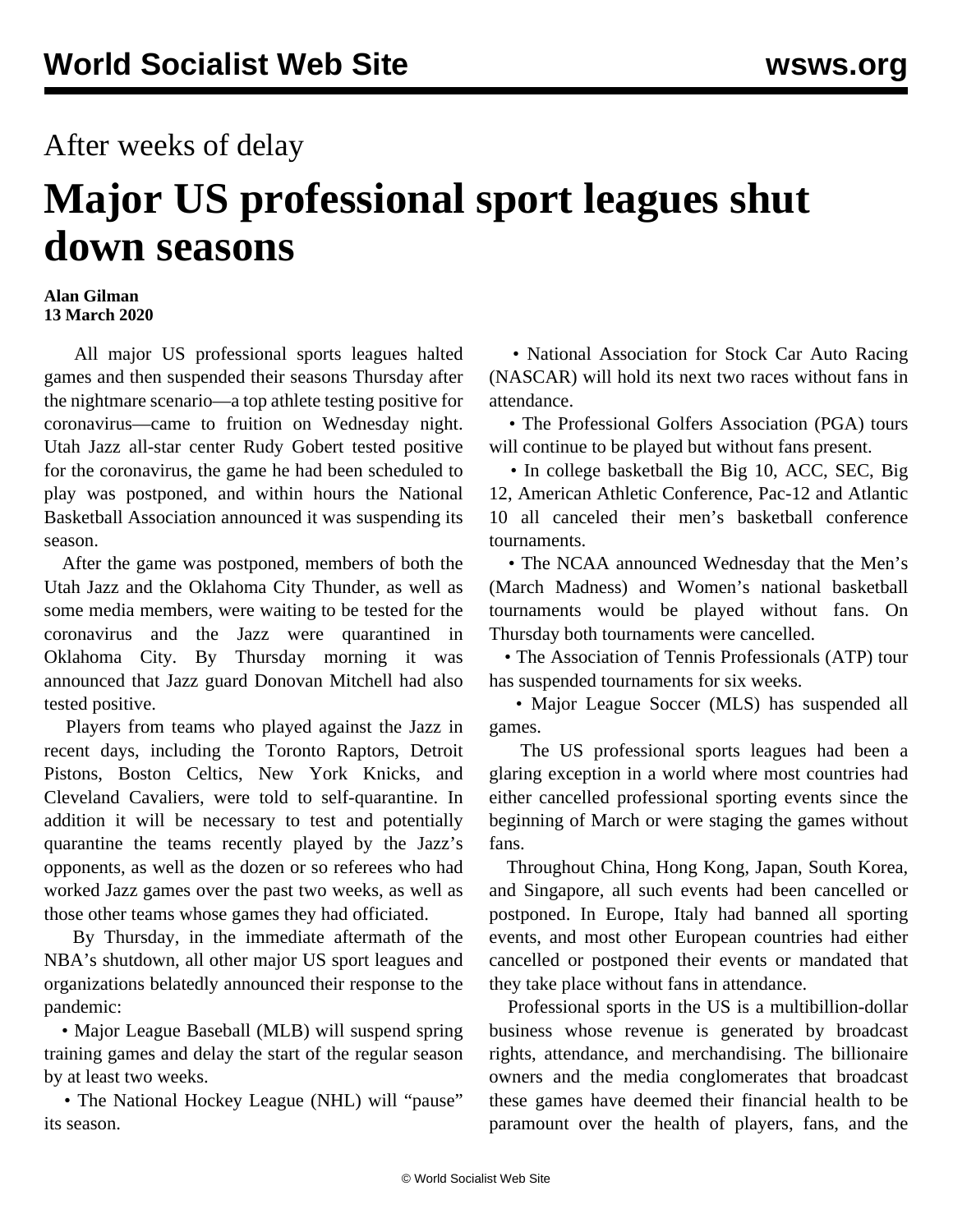After weeks of delay

# Major US professional sport leagues shut down seasons

**Alan Gilman**
**13 March 2020**

All major US professional sports leagues halted games and then suspended their seasons Thursday after the nightmare scenario—a top athlete testing positive for coronavirus—came to fruition on Wednesday night. Utah Jazz all-star center Rudy Gobert tested positive for the coronavirus, the game he had been scheduled to play was postponed, and within hours the National Basketball Association announced it was suspending its season.

After the game was postponed, members of both the Utah Jazz and the Oklahoma City Thunder, as well as some media members, were waiting to be tested for the coronavirus and the Jazz were quarantined in Oklahoma City. By Thursday morning it was announced that Jazz guard Donovan Mitchell had also tested positive.

Players from teams who played against the Jazz in recent days, including the Toronto Raptors, Detroit Pistons, Boston Celtics, New York Knicks, and Cleveland Cavaliers, were told to self-quarantine. In addition it will be necessary to test and potentially quarantine the teams recently played by the Jazz's opponents, as well as the dozen or so referees who had worked Jazz games over the past two weeks, as well as those other teams whose games they had officiated.

By Thursday, in the immediate aftermath of the NBA's shutdown, all other major US sport leagues and organizations belatedly announced their response to the pandemic:

- Major League Baseball (MLB) will suspend spring training games and delay the start of the regular season by at least two weeks.
- The National Hockey League (NHL) will "pause" its season.
- National Association for Stock Car Auto Racing (NASCAR) will hold its next two races without fans in attendance.
- The Professional Golfers Association (PGA) tours will continue to be played but without fans present.
- In college basketball the Big 10, ACC, SEC, Big 12, American Athletic Conference, Pac-12 and Atlantic 10 all canceled their men's basketball conference tournaments.
- The NCAA announced Wednesday that the Men's (March Madness) and Women's national basketball tournaments would be played without fans. On Thursday both tournaments were cancelled.
- The Association of Tennis Professionals (ATP) tour has suspended tournaments for six weeks.
- Major League Soccer (MLS) has suspended all games.

The US professional sports leagues had been a glaring exception in a world where most countries had either cancelled professional sporting events since the beginning of March or were staging the games without fans.

Throughout China, Hong Kong, Japan, South Korea, and Singapore, all such events had been cancelled or postponed. In Europe, Italy had banned all sporting events, and most other European countries had either cancelled or postponed their events or mandated that they take place without fans in attendance.

Professional sports in the US is a multibillion-dollar business whose revenue is generated by broadcast rights, attendance, and merchandising. The billionaire owners and the media conglomerates that broadcast these games have deemed their financial health to be paramount over the health of players, fans, and the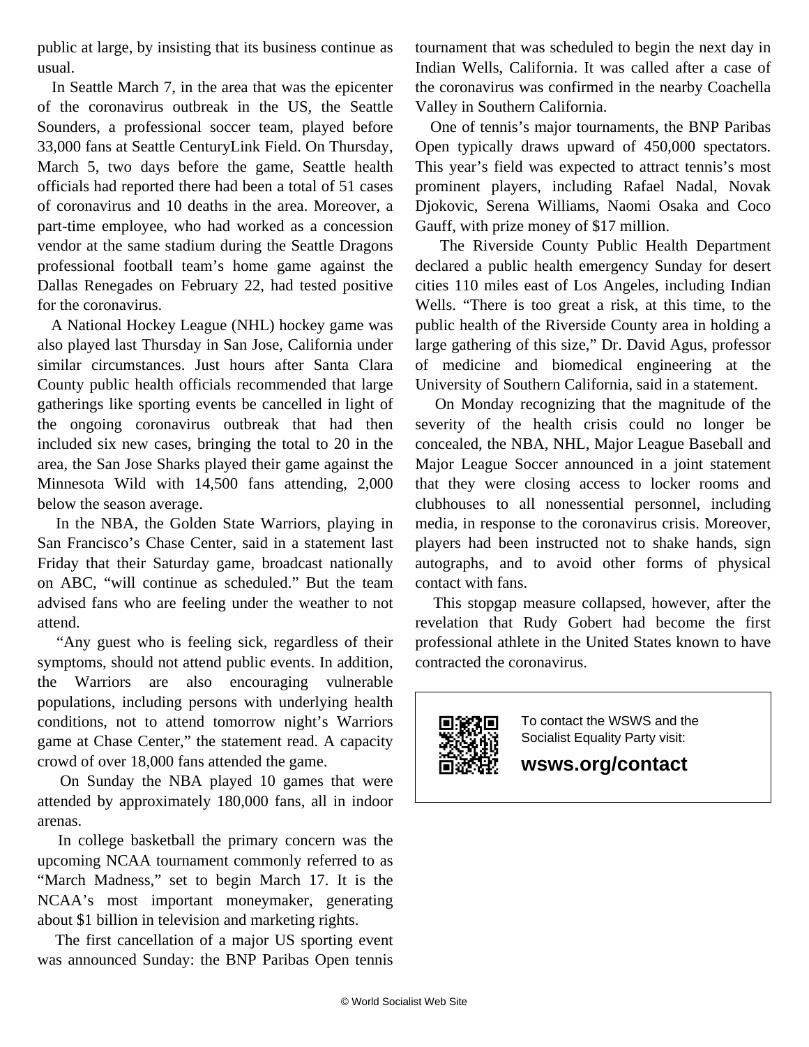public at large, by insisting that its business continue as usual.

In Seattle March 7, in the area that was the epicenter of the coronavirus outbreak in the US, the Seattle Sounders, a professional soccer team, played before 33,000 fans at Seattle CenturyLink Field. On Thursday, March 5, two days before the game, Seattle health officials had reported there had been a total of 51 cases of coronavirus and 10 deaths in the area. Moreover, a part-time employee, who had worked as a concession vendor at the same stadium during the Seattle Dragons professional football team's home game against the Dallas Renegades on February 22, had tested positive for the coronavirus.

A National Hockey League (NHL) hockey game was also played last Thursday in San Jose, California under similar circumstances. Just hours after Santa Clara County public health officials recommended that large gatherings like sporting events be cancelled in light of the ongoing coronavirus outbreak that had then included six new cases, bringing the total to 20 in the area, the San Jose Sharks played their game against the Minnesota Wild with 14,500 fans attending, 2,000 below the season average.

In the NBA, the Golden State Warriors, playing in San Francisco's Chase Center, said in a statement last Friday that their Saturday game, broadcast nationally on ABC, "will continue as scheduled." But the team advised fans who are feeling under the weather to not attend.

"Any guest who is feeling sick, regardless of their symptoms, should not attend public events. In addition, the Warriors are also encouraging vulnerable populations, including persons with underlying health conditions, not to attend tomorrow night's Warriors game at Chase Center," the statement read. A capacity crowd of over 18,000 fans attended the game.

On Sunday the NBA played 10 games that were attended by approximately 180,000 fans, all in indoor arenas.

In college basketball the primary concern was the upcoming NCAA tournament commonly referred to as "March Madness," set to begin March 17. It is the NCAA's most important moneymaker, generating about $1 billion in television and marketing rights.

The first cancellation of a major US sporting event was announced Sunday: the BNP Paribas Open tennis tournament that was scheduled to begin the next day in Indian Wells, California. It was called after a case of the coronavirus was confirmed in the nearby Coachella Valley in Southern California.

One of tennis's major tournaments, the BNP Paribas Open typically draws upward of 450,000 spectators. This year's field was expected to attract tennis's most prominent players, including Rafael Nadal, Novak Djokovic, Serena Williams, Naomi Osaka and Coco Gauff, with prize money of $17 million.

The Riverside County Public Health Department declared a public health emergency Sunday for desert cities 110 miles east of Los Angeles, including Indian Wells. "There is too great a risk, at this time, to the public health of the Riverside County area in holding a large gathering of this size," Dr. David Agus, professor of medicine and biomedical engineering at the University of Southern California, said in a statement.

On Monday recognizing that the magnitude of the severity of the health crisis could no longer be concealed, the NBA, NHL, Major League Baseball and Major League Soccer announced in a joint statement that they were closing access to locker rooms and clubhouses to all nonessential personnel, including media, in response to the coronavirus crisis. Moreover, players had been instructed not to shake hands, sign autographs, and to avoid other forms of physical contact with fans.

This stopgap measure collapsed, however, after the revelation that Rudy Gobert had become the first professional athlete in the United States known to have contracted the coronavirus.

To contact the WSWS and the Socialist Equality Party visit:

**wsws.org/contact**